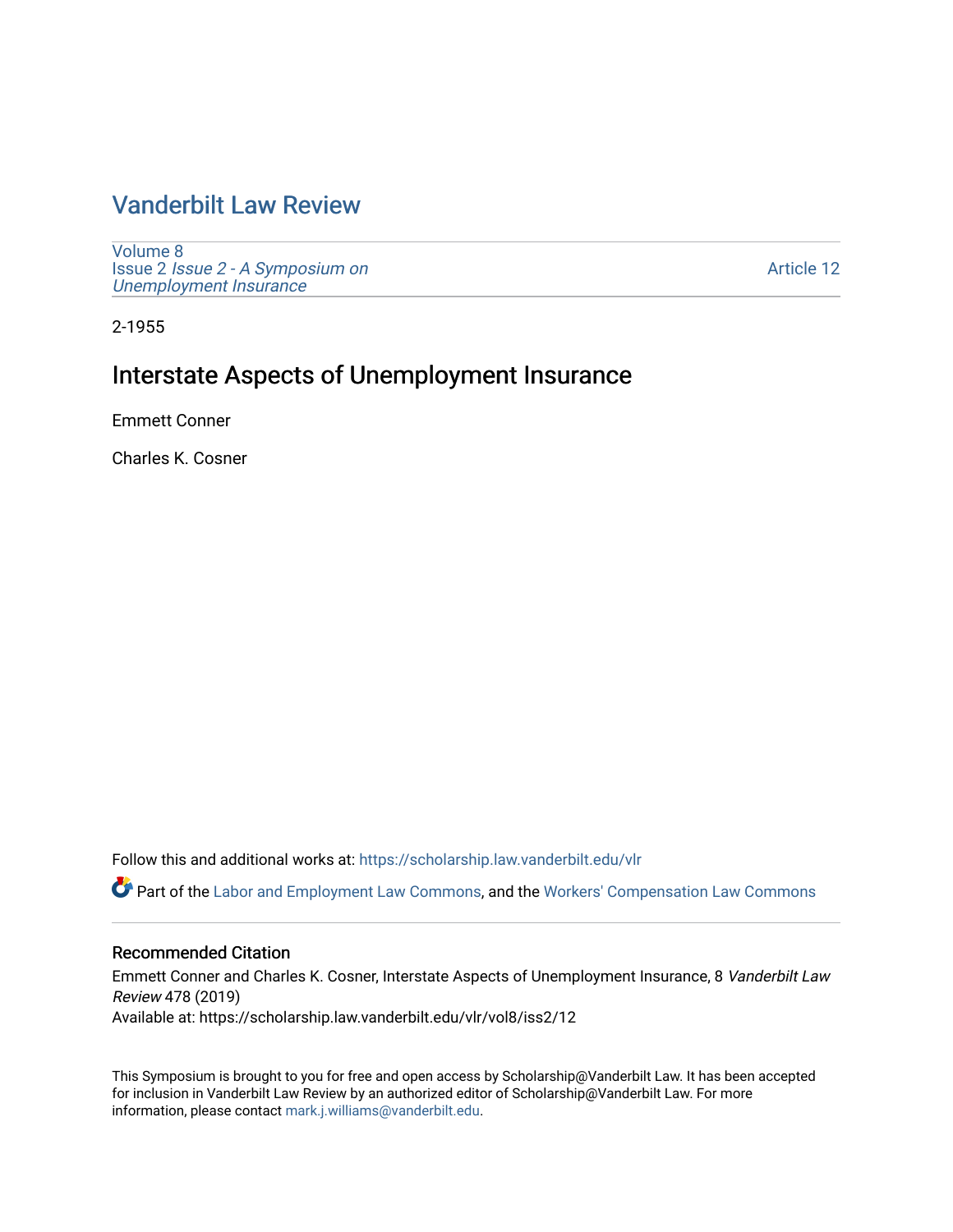# Vanderbilt Law Review

Volume 8
Issue 2 *Issue 2 - A Symposium on Unemployment Insurance*

Article 12

2-1955

## Interstate Aspects of Unemployment Insurance

Emmett Conner

Charles K. Cosner

Follow this and additional works at: https://scholarship.law.vanderbilt.edu/vlr

Part of the Labor and Employment Law Commons, and the Workers' Compensation Law Commons

### Recommended Citation

Emmett Conner and Charles K. Cosner, Interstate Aspects of Unemployment Insurance, 8 *Vanderbilt Law Review* 478 (2019)
Available at: https://scholarship.law.vanderbilt.edu/vlr/vol8/iss2/12

This Symposium is brought to you for free and open access by Scholarship@Vanderbilt Law. It has been accepted for inclusion in Vanderbilt Law Review by an authorized editor of Scholarship@Vanderbilt Law. For more information, please contact mark.j.williams@vanderbilt.edu.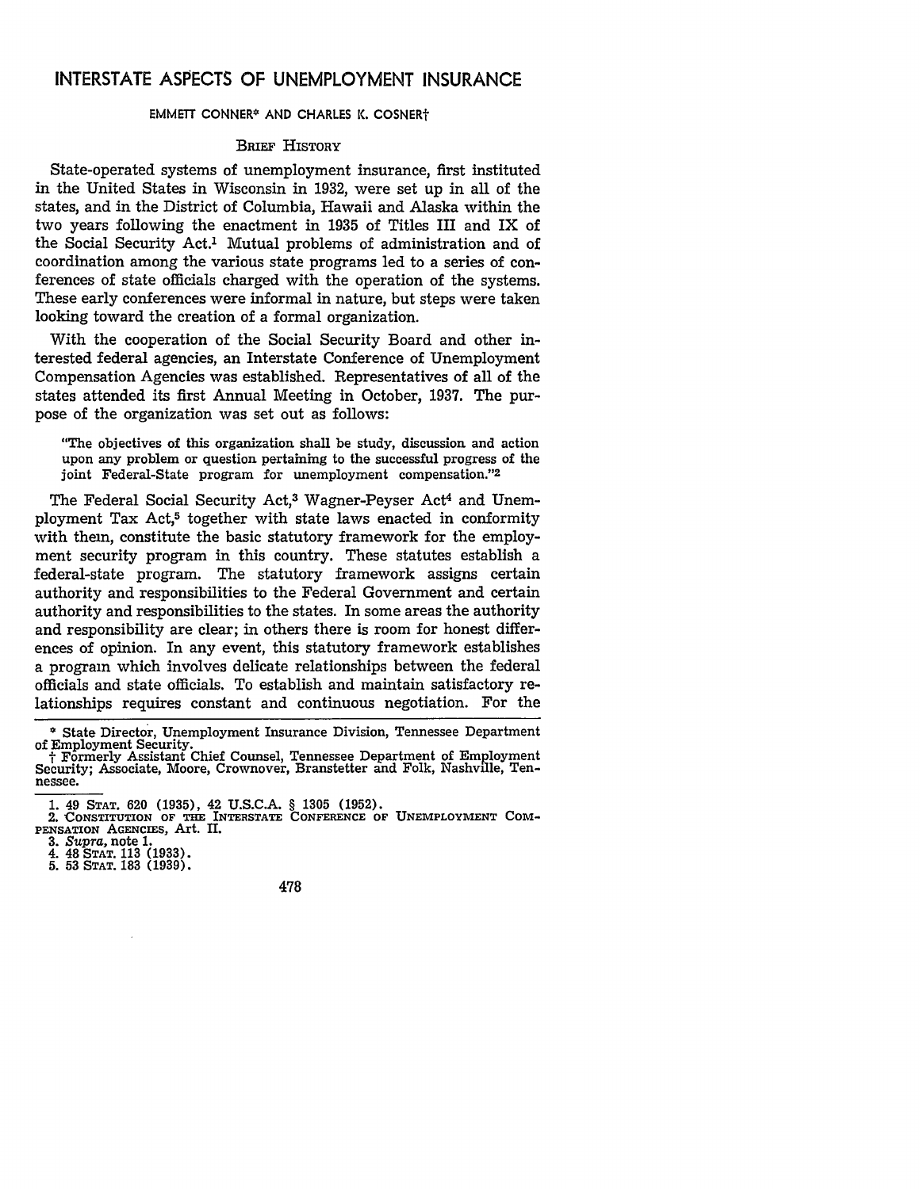# INTERSTATE ASPECTS OF UNEMPLOYMENT INSURANCE

EMMETT CONNER* AND CHARLES K. COSNER†

## BRIEF HISTORY

State-operated systems of unemployment insurance, first instituted in the United States in Wisconsin in 1932, were set up in all of the states, and in the District of Columbia, Hawaii and Alaska within the two years following the enactment in 1935 of Titles III and IX of the Social Security Act.[1] Mutual problems of administration and of coordination among the various state programs led to a series of conferences of state officials charged with the operation of the systems. These early conferences were informal in nature, but steps were taken looking toward the creation of a formal organization.

With the cooperation of the Social Security Board and other interested federal agencies, an Interstate Conference of Unemployment Compensation Agencies was established. Representatives of all of the states attended its first Annual Meeting in October, 1937. The purpose of the organization was set out as follows:

> "The objectives of this organization shall be study, discussion and action upon any problem or question pertaining to the successful progress of the joint Federal-State program for unemployment compensation."[2]

The Federal Social Security Act,[3] Wagner-Peyser Act[4] and Unemployment Tax Act,[5] together with state laws enacted in conformity with them, constitute the basic statutory framework for the employment security program in this country. These statutes establish a federal-state program. The statutory framework assigns certain authority and responsibilities to the Federal Government and certain authority and responsibilities to the states. In some areas the authority and responsibility are clear; in others there is room for honest differences of opinion. In any event, this statutory framework establishes a program which involves delicate relationships between the federal officials and state officials. To establish and maintain satisfactory relationships requires constant and continuous negotiation. For the

---

\* State Director, Unemployment Insurance Division, Tennessee Department of Employment Security.

† Formerly Assistant Chief Counsel, Tennessee Department of Employment Security; Associate, Moore, Crownover, Branstetter and Folk, Nashville, Tennessee.

---

1. 49 STAT. 620 (1935), 42 U.S.C.A. § 1305 (1952).
2. CONSTITUTION OF THE INTERSTATE CONFERENCE OF UNEMPLOYMENT COMPENSATION AGENCIES, Art. II.
3. *Supra*, note 1.
4. 48 STAT. 113 (1933).
5. 53 STAT. 183 (1939).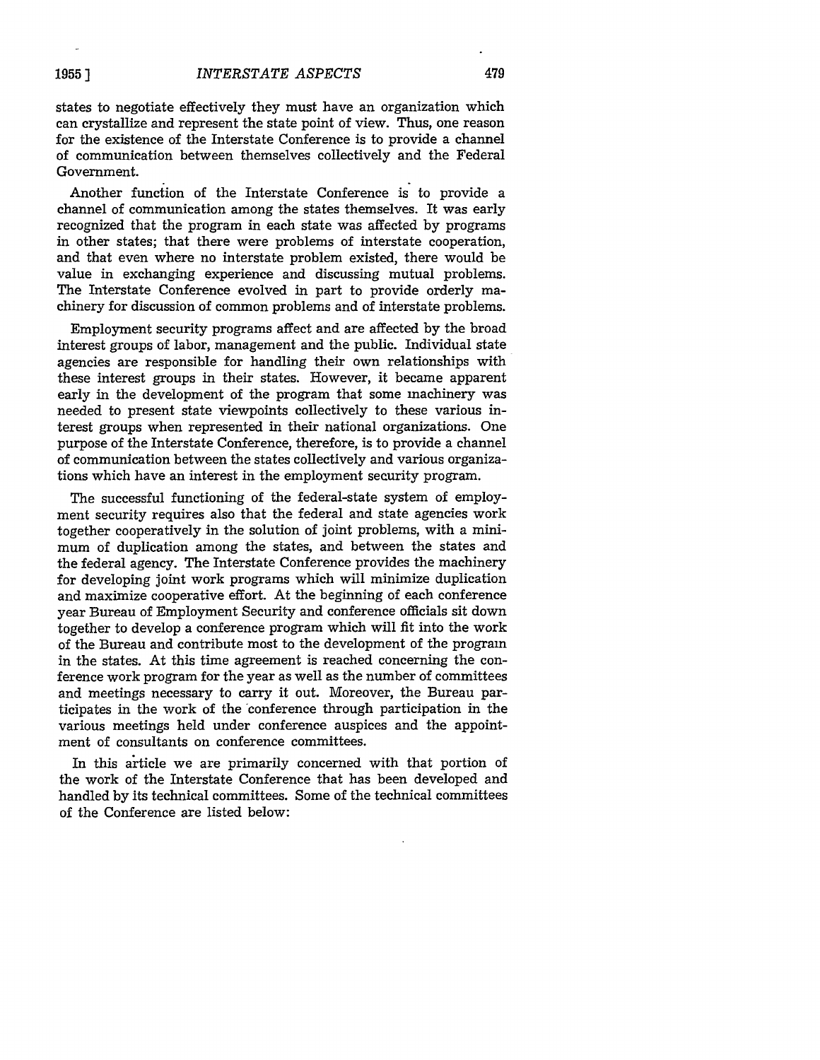states to negotiate effectively they must have an organization which can crystallize and represent the state point of view. Thus, one reason for the existence of the Interstate Conference is to provide a channel of communication between themselves collectively and the Federal Government.

Another function of the Interstate Conference is to provide a channel of communication among the states themselves. It was early recognized that the program in each state was affected by programs in other states; that there were problems of interstate cooperation, and that even where no interstate problem existed, there would be value in exchanging experience and discussing mutual problems. The Interstate Conference evolved in part to provide orderly machinery for discussion of common problems and of interstate problems.

Employment security programs affect and are affected by the broad interest groups of labor, management and the public. Individual state agencies are responsible for handling their own relationships with these interest groups in their states. However, it became apparent early in the development of the program that some machinery was needed to present state viewpoints collectively to these various interest groups when represented in their national organizations. One purpose of the Interstate Conference, therefore, is to provide a channel of communication between the states collectively and various organizations which have an interest in the employment security program.

The successful functioning of the federal-state system of employment security requires also that the federal and state agencies work together cooperatively in the solution of joint problems, with a minimum of duplication among the states, and between the states and the federal agency. The Interstate Conference provides the machinery for developing joint work programs which will minimize duplication and maximize cooperative effort. At the beginning of each conference year Bureau of Employment Security and conference officials sit down together to develop a conference program which will fit into the work of the Bureau and contribute most to the development of the program in the states. At this time agreement is reached concerning the conference work program for the year as well as the number of committees and meetings necessary to carry it out. Moreover, the Bureau participates in the work of the conference through participation in the various meetings held under conference auspices and the appointment of consultants on conference committees.

In this article we are primarily concerned with that portion of the work of the Interstate Conference that has been developed and handled by its technical committees. Some of the technical committees of the Conference are listed below: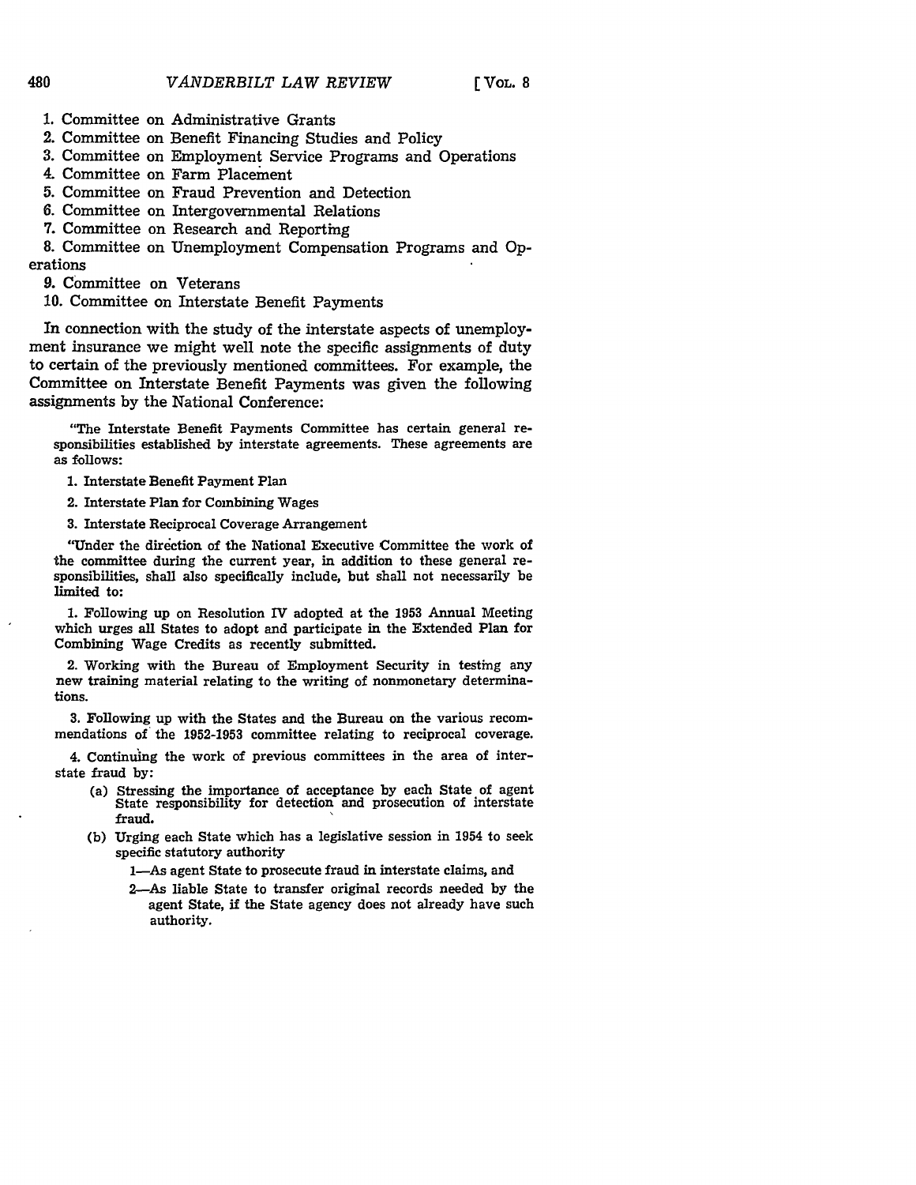1. Committee on Administrative Grants
2. Committee on Benefit Financing Studies and Policy
3. Committee on Employment Service Programs and Operations
4. Committee on Farm Placement
5. Committee on Fraud Prevention and Detection
6. Committee on Intergovernmental Relations
7. Committee on Research and Reporting
8. Committee on Unemployment Compensation Programs and Operations
9. Committee on Veterans
10. Committee on Interstate Benefit Payments

In connection with the study of the interstate aspects of unemployment insurance we might well note the specific assignments of duty to certain of the previously mentioned committees. For example, the Committee on Interstate Benefit Payments was given the following assignments by the National Conference:

> "The Interstate Benefit Payments Committee has certain general responsibilities established by interstate agreements. These agreements are as follows:
>
> 1. Interstate Benefit Payment Plan
> 2. Interstate Plan for Combining Wages
> 3. Interstate Reciprocal Coverage Arrangement
>
> "Under the direction of the National Executive Committee the work of the committee during the current year, in addition to these general responsibilities, shall also specifically include, but shall not necessarily be limited to:
>
> 1. Following up on Resolution IV adopted at the 1953 Annual Meeting which urges all States to adopt and participate in the Extended Plan for Combining Wage Credits as recently submitted.
>
> 2. Working with the Bureau of Employment Security in testing any new training material relating to the writing of nonmonetary determinations.
>
> 3. Following up with the States and the Bureau on the various recommendations of the 1952-1953 committee relating to reciprocal coverage.
>
> 4. Continuing the work of previous committees in the area of interstate fraud by:
>
> (a) Stressing the importance of acceptance by each State of agent State responsibility for detection and prosecution of interstate fraud.
>
> (b) Urging each State which has a legislative session in 1954 to seek specific statutory authority
>
> 1—As agent State to prosecute fraud in interstate claims, and
>
> 2—As liable State to transfer original records needed by the agent State, if the State agency does not already have such authority.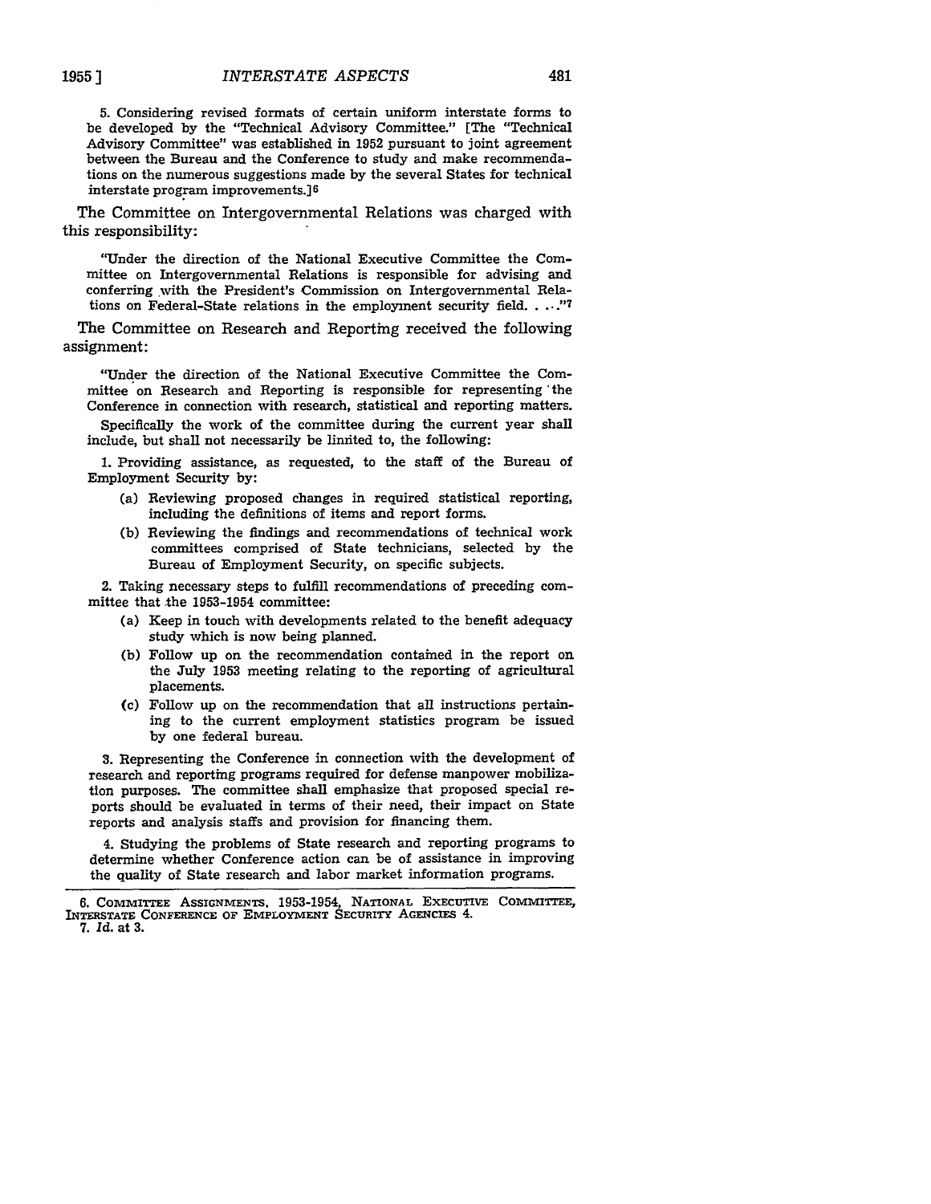5. Considering revised formats of certain uniform interstate forms to be developed by the "Technical Advisory Committee." [The "Technical Advisory Committee" was established in 1952 pursuant to joint agreement between the Bureau and the Conference to study and make recommendations on the numerous suggestions made by the several States for technical interstate program improvements.][6]

The Committee on Intergovernmental Relations was charged with this responsibility:

> "Under the direction of the National Executive Committee the Committee on Intergovernmental Relations is responsible for advising and conferring with the President's Commission on Intergovernmental Relations on Federal-State relations in the employment security field. . . ."[7]

The Committee on Research and Reporting received the following assignment:

> "Under the direction of the National Executive Committee the Committee on Research and Reporting is responsible for representing the Conference in connection with research, statistical and reporting matters.
>
> Specifically the work of the committee during the current year shall include, but shall not necessarily be limited to, the following:
>
> 1. Providing assistance, as requested, to the staff of the Bureau of Employment Security by:
>    - (a) Reviewing proposed changes in required statistical reporting, including the definitions of items and report forms.
>    - (b) Reviewing the findings and recommendations of technical work committees comprised of State technicians, selected by the Bureau of Employment Security, on specific subjects.
>
> 2. Taking necessary steps to fulfill recommendations of preceding committee that the 1953-1954 committee:
>    - (a) Keep in touch with developments related to the benefit adequacy study which is now being planned.
>    - (b) Follow up on the recommendation contained in the report on the July 1953 meeting relating to the reporting of agricultural placements.
>    - (c) Follow up on the recommendation that all instructions pertaining to the current employment statistics program be issued by one federal bureau.
>
> 3. Representing the Conference in connection with the development of research and reporting programs required for defense manpower mobilization purposes. The committee shall emphasize that proposed special reports should be evaluated in terms of their need, their impact on State reports and analysis staffs and provision for financing them.
>
> 4. Studying the problems of State research and reporting programs to determine whether Conference action can be of assistance in improving the quality of State research and labor market information programs.

---

6. COMMITTEE ASSIGNMENTS, 1953-1954, NATIONAL EXECUTIVE COMMITTEE, INTERSTATE CONFERENCE OF EMPLOYMENT SECURITY AGENCIES 4.

7. *Id.* at 3.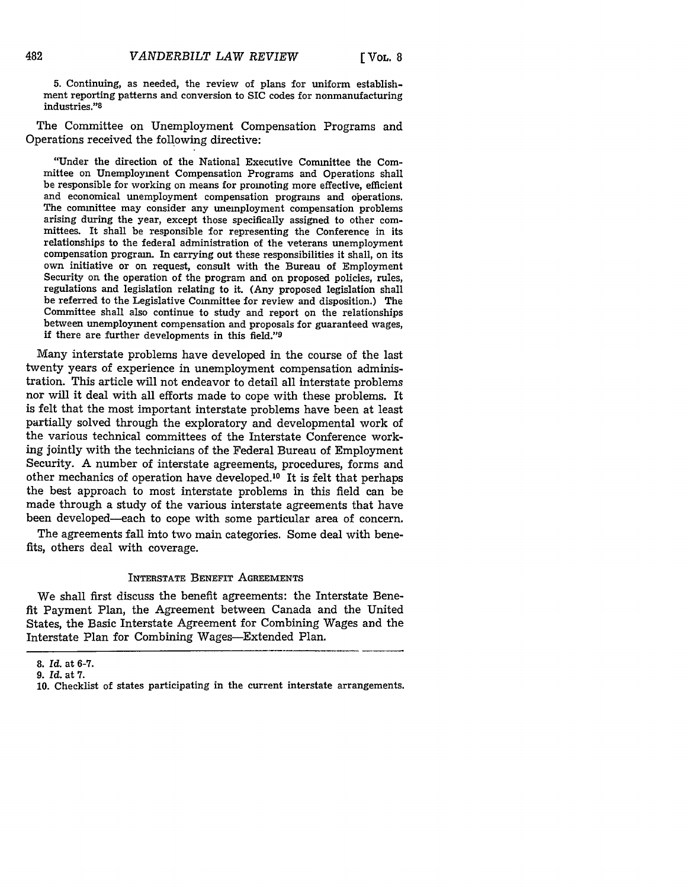> 5. Continuing, as needed, the review of plans for uniform establishment reporting patterns and conversion to SIC codes for nonmanufacturing industries."[8]

The Committee on Unemployment Compensation Programs and Operations received the following directive:

> "Under the direction of the National Executive Committee the Committee on Unemployment Compensation Programs and Operations shall be responsible for working on means for promoting more effective, efficient and economical unemployment compensation programs and operations. The committee may consider any unemployment compensation problems arising during the year, except those specifically assigned to other committees. It shall be responsible for representing the Conference in its relationships to the federal administration of the veterans unemployment compensation program. In carrying out these responsibilities it shall, on its own initiative or on request, consult with the Bureau of Employment Security on the operation of the program and on proposed policies, rules, regulations and legislation relating to it. (Any proposed legislation shall be referred to the Legislative Committee for review and disposition.) The Committee shall also continue to study and report on the relationships between unemployment compensation and proposals for guaranteed wages, if there are further developments in this field."[9]

Many interstate problems have developed in the course of the last twenty years of experience in unemployment compensation administration. This article will not endeavor to detail all interstate problems nor will it deal with all efforts made to cope with these problems. It is felt that the most important interstate problems have been at least partially solved through the exploratory and developmental work of the various technical committees of the Interstate Conference working jointly with the technicians of the Federal Bureau of Employment Security. A number of interstate agreements, procedures, forms and other mechanics of operation have developed.[10] It is felt that perhaps the best approach to most interstate problems in this field can be made through a study of the various interstate agreements that have been developed—each to cope with some particular area of concern.

The agreements fall into two main categories. Some deal with benefits, others deal with coverage.

### Interstate Benefit Agreements

We shall first discuss the benefit agreements: the Interstate Benefit Payment Plan, the Agreement between Canada and the United States, the Basic Interstate Agreement for Combining Wages and the Interstate Plan for Combining Wages—Extended Plan.

---

8. *Id.* at 6-7.
9. *Id.* at 7.
10. Checklist of states participating in the current interstate arrangements.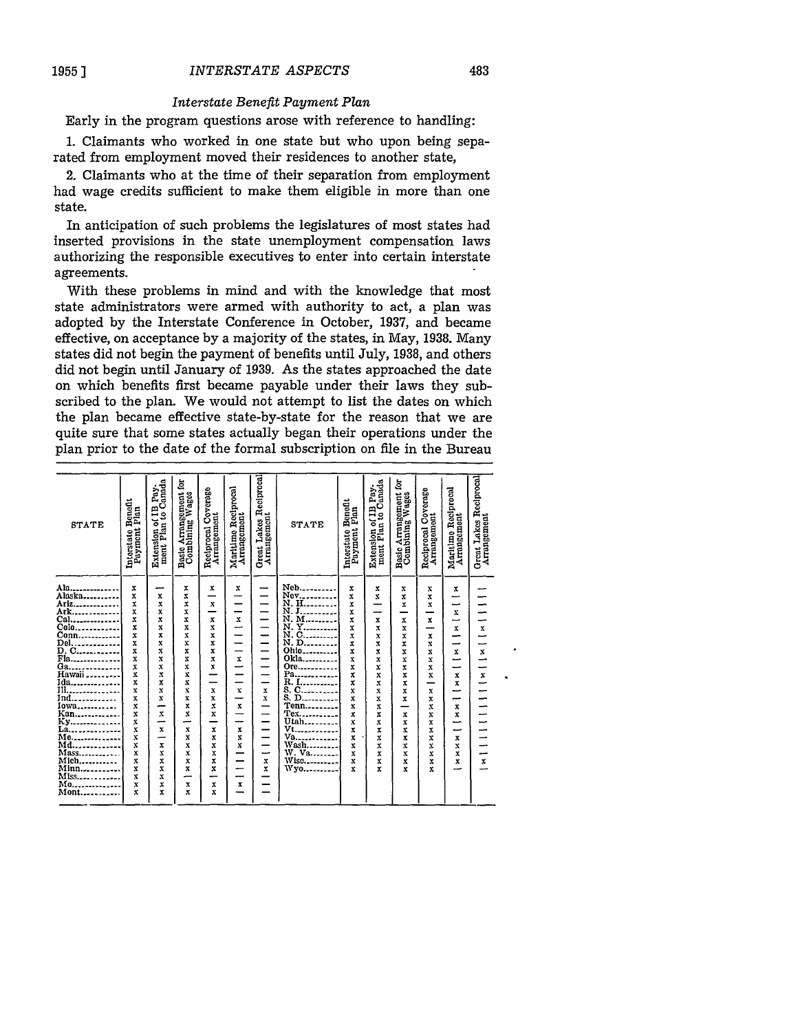*Interstate Benefit Payment Plan*

Early in the program questions arose with reference to handling:

1. Claimants who worked in one state but who upon being separated from employment moved their residences to another state,

2. Claimants who at the time of their separation from employment had wage credits sufficient to make them eligible in more than one state.

In anticipation of such problems the legislatures of most states had inserted provisions in the state unemployment compensation laws authorizing the responsible executives to enter into certain interstate agreements.

With these problems in mind and with the knowledge that most state administrators were armed with authority to act, a plan was adopted by the Interstate Conference in October, 1937, and became effective, on acceptance by a majority of the states, in May, 1938. Many states did not begin the payment of benefits until July, 1938, and others did not begin until January of 1939. As the states approached the date on which benefits first became payable under their laws they subscribed to the plan. We would not attempt to list the dates on which the plan became effective state-by-state for the reason that we are quite sure that some states actually began their operations under the plan prior to the date of the formal subscription on file in the Bureau

| STATE | Interstate Benefit Payment Plan | Extension of IB Payment Plan to Canada | Basic Arrangement for Combining Wages | Reciprocal Coverage Arrangement | Maritime Reciprocal Arrangement | Great Lakes Reciprocal Arrangement |
|---|---|---|---|---|---|---|
| Ala. | x | — | x | x | x | — |
| Alaska | x | x | x | — | — | — |
| Ariz. | x | x | x | x | — | — |
| Ark. | x | x | x | — | — | — |
| Cal. | x | x | x | x | x | — |
| Colo. | x | x | x | x | — | — |
| Conn. | x | x | x | x | — | — |
| Del. | x | x | x | x | — | — |
| D. C. | x | x | x | x | — | — |
| Fla. | x | x | x | x | x | — |
| Ga. | x | x | x | x | — | — |
| Hawaii | x | x | x | — | — | — |
| Ida. | x | x | x | — | — | — |
| Ill. | x | x | x | x | x | x |
| Ind. | x | x | x | x | — | x |
| Iowa | x | — | x | x | x | — |
| Kan. | x | x | x | x | — | — |
| Ky. | x | — | — | — | — | — |
| La. | x | x | x | x | x | — |
| Me. | x | — | x | x | x | — |
| Md. | x | x | x | x | x | — |
| Mass. | x | x | x | x | — | — |
| Mich. | x | x | x | x | — | x |
| Minn. | x | x | x | x | — | x |
| Miss. | x | x | — | — | — | — |
| Mo. | x | x | x | x | x | — |
| Mont. | x | x | x | x | — | — |
| Neb. | x | x | x | x | x | — |
| Nev. | x | x | x | x | — | — |
| N. H. | x | — | x | x | — | — |
| N. J. | x | — | — | — | x | — |
| N. M. | x | x | x | x | — | — |
| N. Y. | x | x | x | — | x | x |
| N. C. | x | x | x | x | — | — |
| N. D. | x | x | x | x | — | — |
| Ohio | x | x | x | x | x | x |
| Okla. | x | x | x | x | — | — |
| Ore. | x | x | x | x | — | — |
| Pa. | x | x | x | x | x | x |
| R. I. | x | x | x | — | x | — |
| S. C. | x | x | x | x | — | — |
| S. D. | x | x | x | x | — | — |
| Tenn. | x | x | — | x | x | — |
| Tex. | x | x | x | x | x | — |
| Utah | x | x | x | x | — | — |
| Vt. | x | x | x | x | — | — |
| Va. | x | x | x | x | x | — |
| Wash. | x | x | x | x | x | — |
| W. Va. | x | x | x | x | x | — |
| Wisc. | x | x | x | x | x | x |
| Wyo. | x | x | x | x | — | — |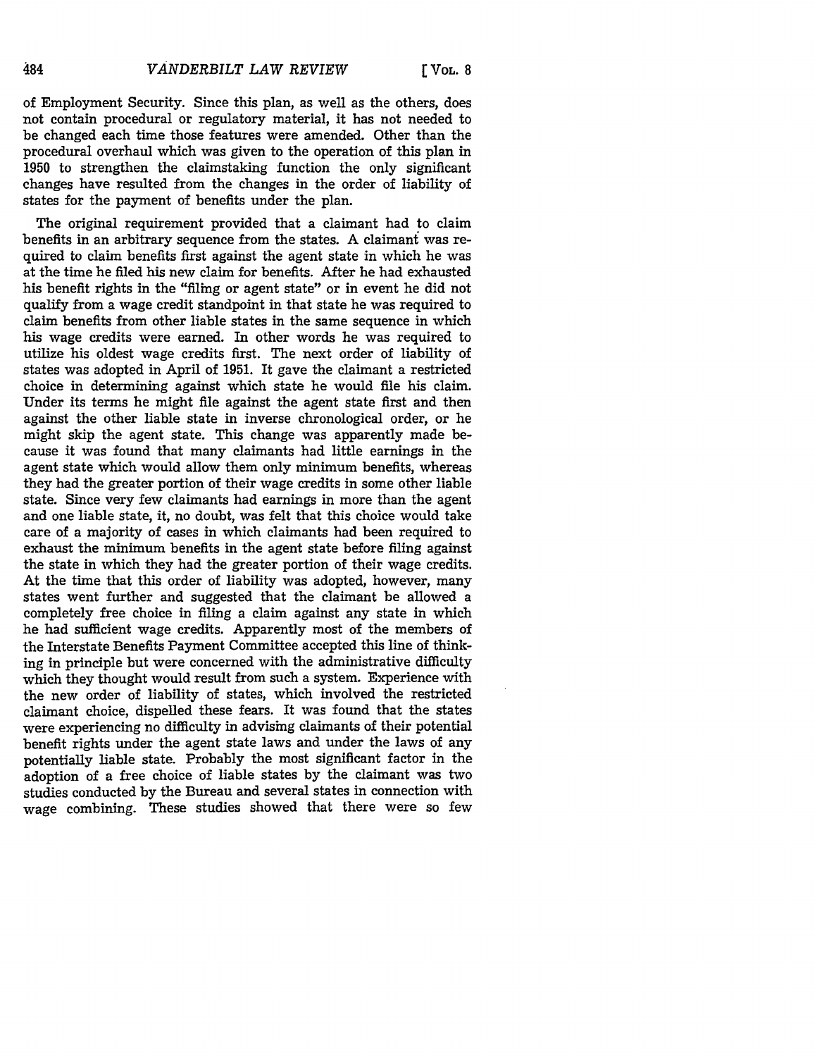of Employment Security. Since this plan, as well as the others, does not contain procedural or regulatory material, it has not needed to be changed each time those features were amended. Other than the procedural overhaul which was given to the operation of this plan in 1950 to strengthen the claimstaking function the only significant changes have resulted from the changes in the order of liability of states for the payment of benefits under the plan.

The original requirement provided that a claimant had to claim benefits in an arbitrary sequence from the states. A claimant was required to claim benefits first against the agent state in which he was at the time he filed his new claim for benefits. After he had exhausted his benefit rights in the "filing or agent state" or in event he did not qualify from a wage credit standpoint in that state he was required to claim benefits from other liable states in the same sequence in which his wage credits were earned. In other words he was required to utilize his oldest wage credits first. The next order of liability of states was adopted in April of 1951. It gave the claimant a restricted choice in determining against which state he would file his claim. Under its terms he might file against the agent state first and then against the other liable state in inverse chronological order, or he might skip the agent state. This change was apparently made because it was found that many claimants had little earnings in the agent state which would allow them only minimum benefits, whereas they had the greater portion of their wage credits in some other liable state. Since very few claimants had earnings in more than the agent and one liable state, it, no doubt, was felt that this choice would take care of a majority of cases in which claimants had been required to exhaust the minimum benefits in the agent state before filing against the state in which they had the greater portion of their wage credits. At the time that this order of liability was adopted, however, many states went further and suggested that the claimant be allowed a completely free choice in filing a claim against any state in which he had sufficient wage credits. Apparently most of the members of the Interstate Benefits Payment Committee accepted this line of thinking in principle but were concerned with the administrative difficulty which they thought would result from such a system. Experience with the new order of liability of states, which involved the restricted claimant choice, dispelled these fears. It was found that the states were experiencing no difficulty in advising claimants of their potential benefit rights under the agent state laws and under the laws of any potentially liable state. Probably the most significant factor in the adoption of a free choice of liable states by the claimant was two studies conducted by the Bureau and several states in connection with wage combining. These studies showed that there were so few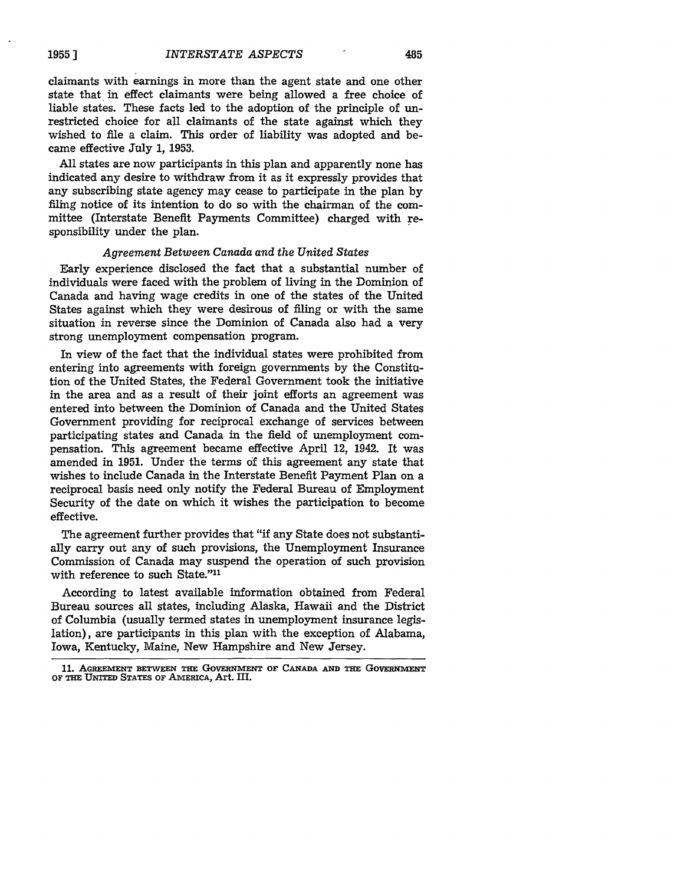claimants with earnings in more than the agent state and one other state that in effect claimants were being allowed a free choice of liable states. These facts led to the adoption of the principle of unrestricted choice for all claimants of the state against which they wished to file a claim. This order of liability was adopted and became effective July 1, 1953.

All states are now participants in this plan and apparently none has indicated any desire to withdraw from it as it expressly provides that any subscribing state agency may cease to participate in the plan by filing notice of its intention to do so with the chairman of the committee (Interstate Benefit Payments Committee) charged with responsibility under the plan.

### *Agreement Between Canada and the United States*

Early experience disclosed the fact that a substantial number of individuals were faced with the problem of living in the Dominion of Canada and having wage credits in one of the states of the United States against which they were desirous of filing or with the same situation in reverse since the Dominion of Canada also had a very strong unemployment compensation program.

In view of the fact that the individual states were prohibited from entering into agreements with foreign governments by the Constitution of the United States, the Federal Government took the initiative in the area and as a result of their joint efforts an agreement was entered into between the Dominion of Canada and the United States Government providing for reciprocal exchange of services between participating states and Canada in the field of unemployment compensation. This agreement became effective April 12, 1942. It was amended in 1951. Under the terms of this agreement any state that wishes to include Canada in the Interstate Benefit Payment Plan on a reciprocal basis need only notify the Federal Bureau of Employment Security of the date on which it wishes the participation to become effective.

The agreement further provides that "if any State does not substantially carry out any of such provisions, the Unemployment Insurance Commission of Canada may suspend the operation of such provision with reference to such State."[11]

According to latest available information obtained from Federal Bureau sources all states, including Alaska, Hawaii and the District of Columbia (usually termed states in unemployment insurance legislation), are participants in this plan with the exception of Alabama, Iowa, Kentucky, Maine, New Hampshire and New Jersey.

---

11. AGREEMENT BETWEEN THE GOVERNMENT OF CANADA AND THE GOVERNMENT OF THE UNITED STATES OF AMERICA, Art. III.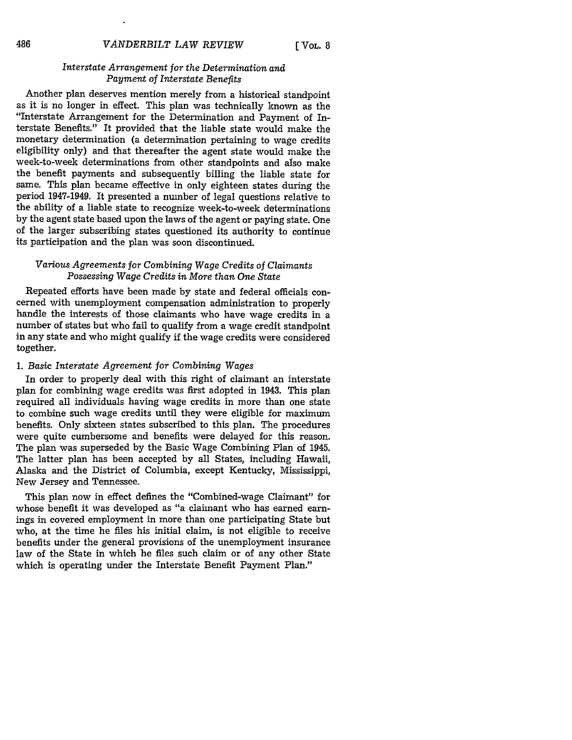*Interstate Arrangement for the Determination and Payment of Interstate Benefits*

Another plan deserves mention merely from a historical standpoint as it is no longer in effect. This plan was technically known as the "Interstate Arrangement for the Determination and Payment of Interstate Benefits." It provided that the liable state would make the monetary determination (a determination pertaining to wage credits eligibility only) and that thereafter the agent state would make the week-to-week determinations from other standpoints and also make the benefit payments and subsequently billing the liable state for same. This plan became effective in only eighteen states during the period 1947-1949. It presented a number of legal questions relative to the ability of a liable state to recognize week-to-week determinations by the agent state based upon the laws of the agent or paying state. One of the larger subscribing states questioned its authority to continue its participation and the plan was soon discontinued.

*Various Agreements for Combining Wage Credits of Claimants Possessing Wage Credits in More than One State*

Repeated efforts have been made by state and federal officials concerned with unemployment compensation administration to properly handle the interests of those claimants who have wage credits in a number of states but who fail to qualify from a wage credit standpoint in any state and who might qualify if the wage credits were considered together.

1. *Basic Interstate Agreement for Combining Wages*

In order to properly deal with this right of claimant an interstate plan for combining wage credits was first adopted in 1943. This plan required all individuals having wage credits in more than one state to combine such wage credits until they were eligible for maximum benefits. Only sixteen states subscribed to this plan. The procedures were quite cumbersome and benefits were delayed for this reason. The plan was superseded by the Basic Wage Combining Plan of 1945. The latter plan has been accepted by all States, including Hawaii, Alaska and the District of Columbia, except Kentucky, Mississippi, New Jersey and Tennessee.

This plan now in effect defines the "Combined-wage Claimant" for whose benefit it was developed as "a claimant who has earned earnings in covered employment in more than one participating State but who, at the time he files his initial claim, is not eligible to receive benefits under the general provisions of the unemployment insurance law of the State in which he files such claim or of any other State which is operating under the Interstate Benefit Payment Plan."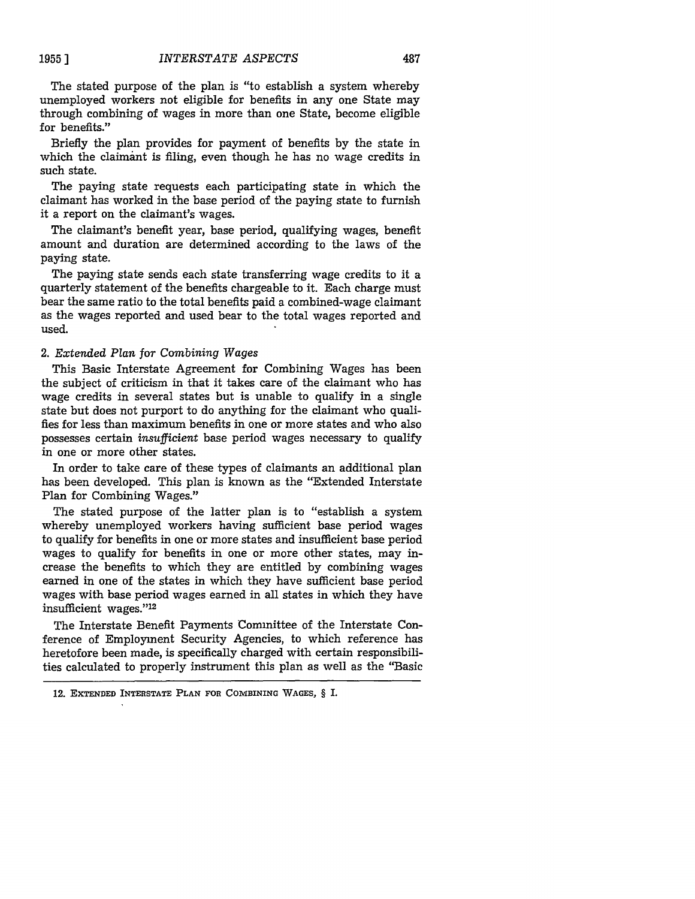The stated purpose of the plan is "to establish a system whereby unemployed workers not eligible for benefits in any one State may through combining of wages in more than one State, become eligible for benefits."

Briefly the plan provides for payment of benefits by the state in which the claimant is filing, even though he has no wage credits in such state.

The paying state requests each participating state in which the claimant has worked in the base period of the paying state to furnish it a report on the claimant's wages.

The claimant's benefit year, base period, qualifying wages, benefit amount and duration are determined according to the laws of the paying state.

The paying state sends each state transferring wage credits to it a quarterly statement of the benefits chargeable to it. Each charge must bear the same ratio to the total benefits paid a combined-wage claimant as the wages reported and used bear to the total wages reported and used.

### 2. *Extended Plan for Combining Wages*

This Basic Interstate Agreement for Combining Wages has been the subject of criticism in that it takes care of the claimant who has wage credits in several states but is unable to qualify in a single state but does not purport to do anything for the claimant who qualifies for less than maximum benefits in one or more states and who also possesses certain *insufficient* base period wages necessary to qualify in one or more other states.

In order to take care of these types of claimants an additional plan has been developed. This plan is known as the "Extended Interstate Plan for Combining Wages."

The stated purpose of the latter plan is to "establish a system whereby unemployed workers having sufficient base period wages to qualify for benefits in one or more states and insufficient base period wages to qualify for benefits in one or more other states, may increase the benefits to which they are entitled by combining wages earned in one of the states in which they have sufficient base period wages with base period wages earned in all states in which they have insufficient wages."[12]

The Interstate Benefit Payments Committee of the Interstate Conference of Employment Security Agencies, to which reference has heretofore been made, is specifically charged with certain responsibilities calculated to properly instrument this plan as well as the "Basic

---

12. Extended Interstate Plan for Combining Wages, § I.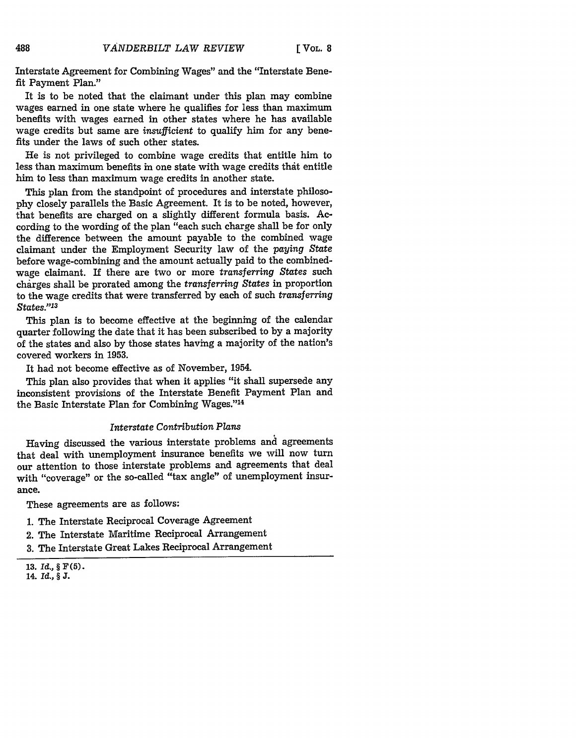Interstate Agreement for Combining Wages" and the "Interstate Benefit Payment Plan."

It is to be noted that the claimant under this plan may combine wages earned in one state where he qualifies for less than maximum benefits with wages earned in other states where he has available wage credits but same are *insufficient* to qualify him for any benefits under the laws of such other states.

He is not privileged to combine wage credits that entitle him to less than maximum benefits in one state with wage credits that entitle him to less than maximum wage credits in another state.

This plan from the standpoint of procedures and interstate philosophy closely parallels the Basic Agreement. It is to be noted, however, that benefits are charged on a slightly different formula basis. According to the wording of the plan "each such charge shall be for only the difference between the amount payable to the combined wage claimant under the Employment Security law of the *paying State* before wage-combining and the amount actually paid to the combined-wage claimant. If there are two or more *transferring States* such charges shall be prorated among the *transferring States* in proportion to the wage credits that were transferred by each of such *transferring States*."[13]

This plan is to become effective at the beginning of the calendar quarter following the date that it has been subscribed to by a majority of the states and also by those states having a majority of the nation's covered workers in 1953.

It had not become effective as of November, 1954.

This plan also provides that when it applies "it shall supersede any inconsistent provisions of the Interstate Benefit Payment Plan and the Basic Interstate Plan for Combining Wages."[14]

### *Interstate Contribution Plans*

Having discussed the various interstate problems and agreements that deal with unemployment insurance benefits we will now turn our attention to those interstate problems and agreements that deal with "coverage" or the so-called "tax angle" of unemployment insurance.

These agreements are as follows:

1. The Interstate Reciprocal Coverage Agreement
2. The Interstate Maritime Reciprocal Arrangement
3. The Interstate Great Lakes Reciprocal Arrangement

---

13. *Id.*, § F(5).
14. *Id.*, § J.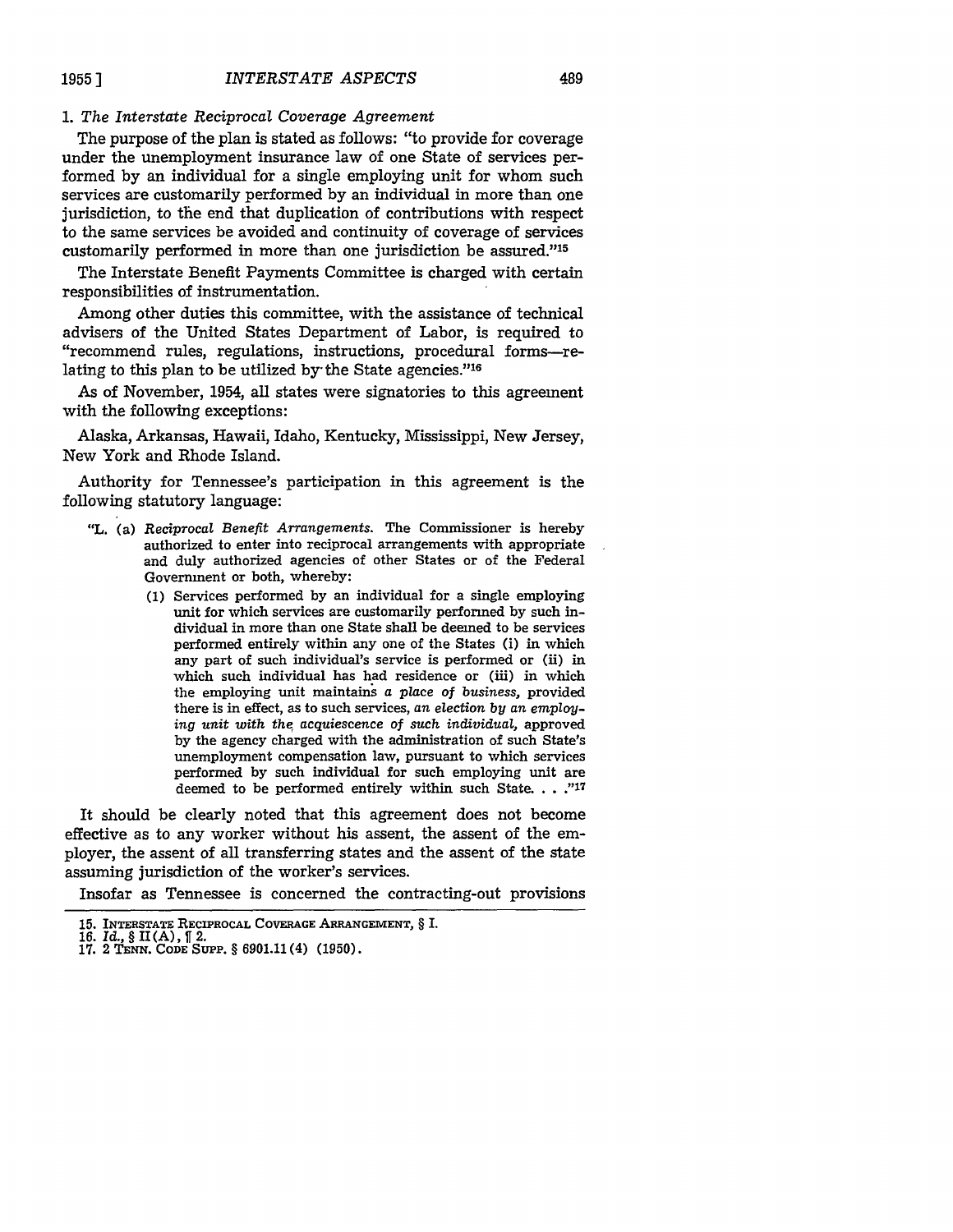### 1. *The Interstate Reciprocal Coverage Agreement*

The purpose of the plan is stated as follows: "to provide for coverage under the unemployment insurance law of one State of services performed by an individual for a single employing unit for whom such services are customarily performed by an individual in more than one jurisdiction, to the end that duplication of contributions with respect to the same services be avoided and continuity of coverage of services customarily performed in more than one jurisdiction be assured."[15]

The Interstate Benefit Payments Committee is charged with certain responsibilities of instrumentation.

Among other duties this committee, with the assistance of technical advisers of the United States Department of Labor, is required to "recommend rules, regulations, instructions, procedural forms—relating to this plan to be utilized by the State agencies."[16]

As of November, 1954, all states were signatories to this agreement with the following exceptions:

Alaska, Arkansas, Hawaii, Idaho, Kentucky, Mississippi, New Jersey, New York and Rhode Island.

Authority for Tennessee's participation in this agreement is the following statutory language:

> "L. (a) *Reciprocal Benefit Arrangements.* The Commissioner is hereby authorized to enter into reciprocal arrangements with appropriate and duly authorized agencies of other States or of the Federal Government or both, whereby:
>
> (1) Services performed by an individual for a single employing unit for which services are customarily performed by such individual in more than one State shall be deemed to be services performed entirely within any one of the States (i) in which any part of such individual's service is performed or (ii) in which such individual has had residence or (iii) in which the employing unit maintains *a place of business,* provided there is in effect, as to such services, *an election by an employing unit with the acquiescence of such individual,* approved by the agency charged with the administration of such State's unemployment compensation law, pursuant to which services performed by such individual for such employing unit are deemed to be performed entirely within such State. . . ."[17]

It should be clearly noted that this agreement does not become effective as to any worker without his assent, the assent of the employer, the assent of all transferring states and the assent of the state assuming jurisdiction of the worker's services.

Insofar as Tennessee is concerned the contracting-out provisions

---

15. INTERSTATE RECIPROCAL COVERAGE ARRANGEMENT, § I.
16. *Id.*, § II(A), ¶ 2.
17. 2 TENN. CODE SUPP. § 6901.11(4) (1950).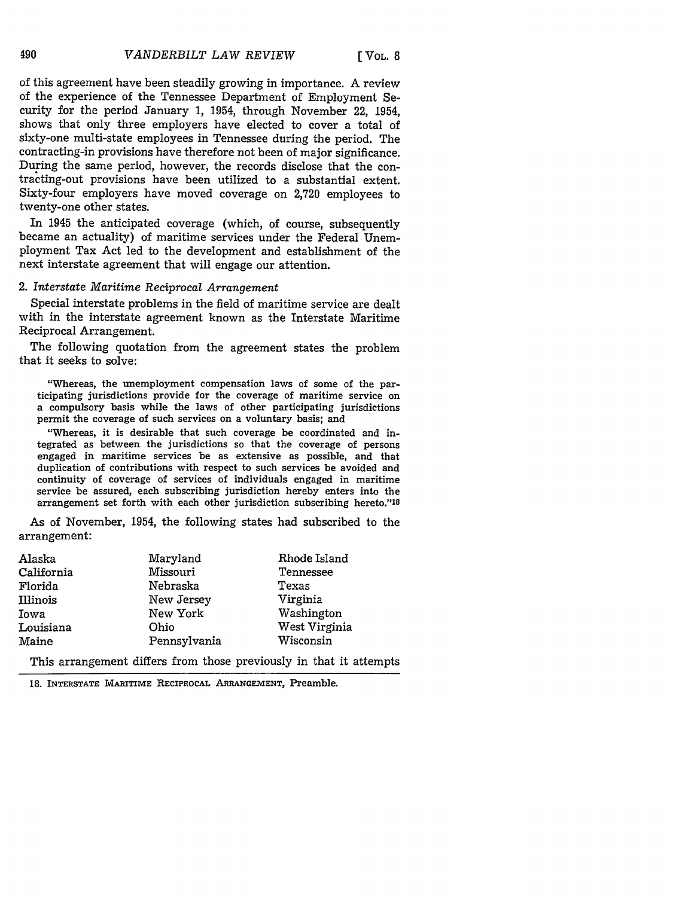of this agreement have been steadily growing in importance. A review of the experience of the Tennessee Department of Employment Security for the period January 1, 1954, through November 22, 1954, shows that only three employers have elected to cover a total of sixty-one multi-state employees in Tennessee during the period. The contracting-in provisions have therefore not been of major significance. During the same period, however, the records disclose that the contracting-out provisions have been utilized to a substantial extent. Sixty-four employers have moved coverage on 2,720 employees to twenty-one other states.

In 1945 the anticipated coverage (which, of course, subsequently became an actuality) of maritime services under the Federal Unemployment Tax Act led to the development and establishment of the next interstate agreement that will engage our attention.

*2. Interstate Maritime Reciprocal Arrangement*

Special interstate problems in the field of maritime service are dealt with in the interstate agreement known as the Interstate Maritime Reciprocal Arrangement.

The following quotation from the agreement states the problem that it seeks to solve:

> "Whereas, the unemployment compensation laws of some of the participating jurisdictions provide for the coverage of maritime service on a compulsory basis while the laws of other participating jurisdictions permit the coverage of such services on a voluntary basis; and
>
> "Whereas, it is desirable that such coverage be coordinated and integrated as between the jurisdictions so that the coverage of persons engaged in maritime services be as extensive as possible, and that duplication of contributions with respect to such services be avoided and continuity of coverage of services of individuals engaged in maritime service be assured, each subscribing jurisdiction hereby enters into the arrangement set forth with each other jurisdiction subscribing hereto."[18]

As of November, 1954, the following states had subscribed to the arrangement:

| | | |
|---|---|---|
| Alaska | Maryland | Rhode Island |
| California | Missouri | Tennessee |
| Florida | Nebraska | Texas |
| Illinois | New Jersey | Virginia |
| Iowa | New York | Washington |
| Louisiana | Ohio | West Virginia |
| Maine | Pennsylvania | Wisconsin |

This arrangement differs from those previously in that it attempts

18. INTERSTATE MARITIME RECIPROCAL ARRANGEMENT, Preamble.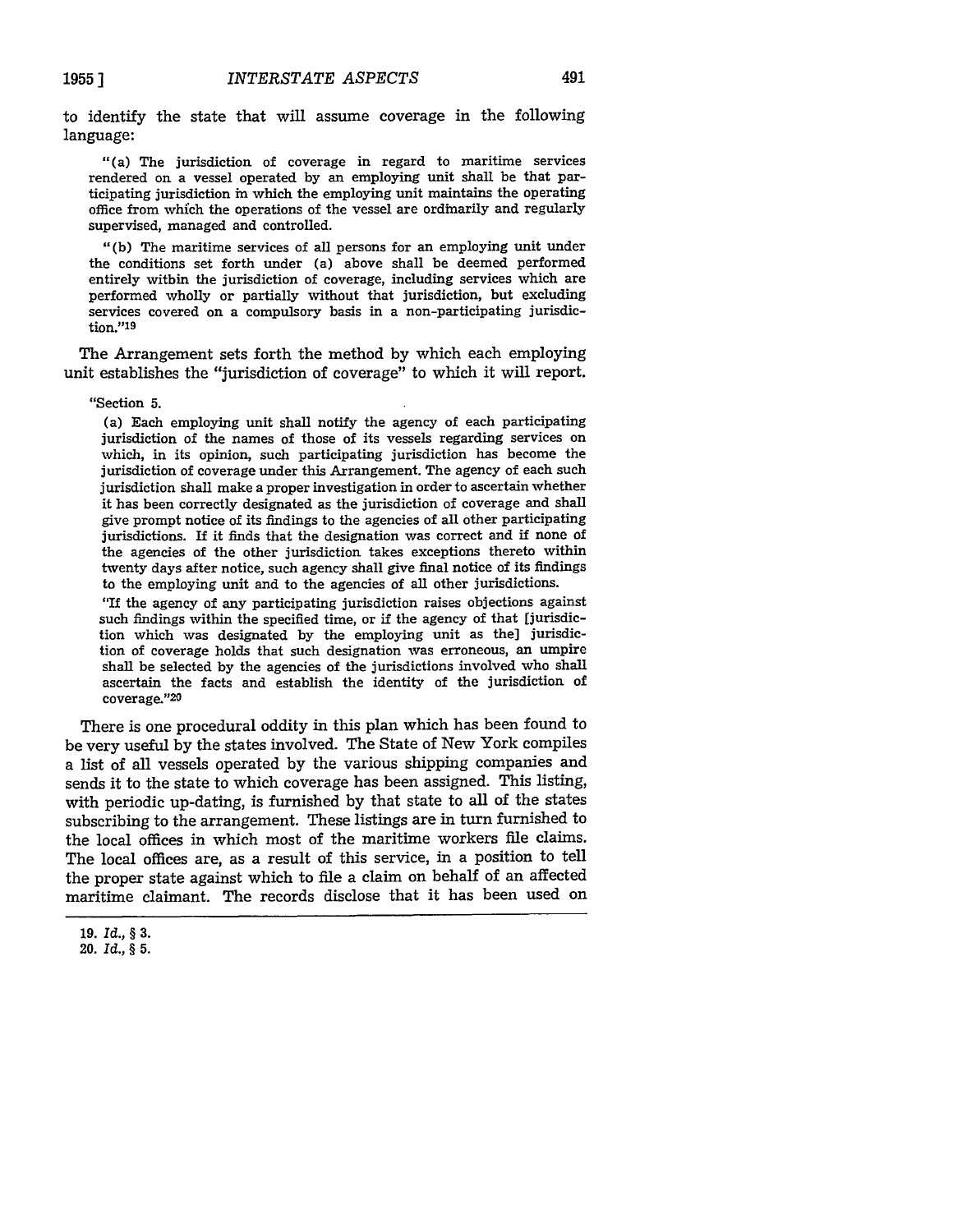to identify the state that will assume coverage in the following language:

> "(a) The jurisdiction of coverage in regard to maritime services rendered on a vessel operated by an employing unit shall be that participating jurisdiction in which the employing unit maintains the operating office from which the operations of the vessel are ordinarily and regularly supervised, managed and controlled.
>
> "(b) The maritime services of all persons for an employing unit under the conditions set forth under (a) above shall be deemed performed entirely within the jurisdiction of coverage, including services which are performed wholly or partially without that jurisdiction, but excluding services covered on a compulsory basis in a non-participating jurisdiction."[19]

The Arrangement sets forth the method by which each employing unit establishes the "jurisdiction of coverage" to which it will report.

> "Section 5.
>
> (a) Each employing unit shall notify the agency of each participating jurisdiction of the names of those of its vessels regarding services on which, in its opinion, such participating jurisdiction has become the jurisdiction of coverage under this Arrangement. The agency of each such jurisdiction shall make a proper investigation in order to ascertain whether it has been correctly designated as the jurisdiction of coverage and shall give prompt notice of its findings to the agencies of all other participating jurisdictions. If it finds that the designation was correct and if none of the agencies of the other jurisdiction takes exceptions thereto within twenty days after notice, such agency shall give final notice of its findings to the employing unit and to the agencies of all other jurisdictions.
>
> "If the agency of any participating jurisdiction raises objections against such findings within the specified time, or if the agency of that [jurisdiction which was designated by the employing unit as the] jurisdiction of coverage holds that such designation was erroneous, an umpire shall be selected by the agencies of the jurisdictions involved who shall ascertain the facts and establish the identity of the jurisdiction of coverage."[20]

There is one procedural oddity in this plan which has been found to be very useful by the states involved. The State of New York compiles a list of all vessels operated by the various shipping companies and sends it to the state to which coverage has been assigned. This listing, with periodic up-dating, is furnished by that state to all of the states subscribing to the arrangement. These listings are in turn furnished to the local offices in which most of the maritime workers file claims. The local offices are, as a result of this service, in a position to tell the proper state against which to file a claim on behalf of an affected maritime claimant. The records disclose that it has been used on

---

19. *Id.*, § 3.
20. *Id.*, § 5.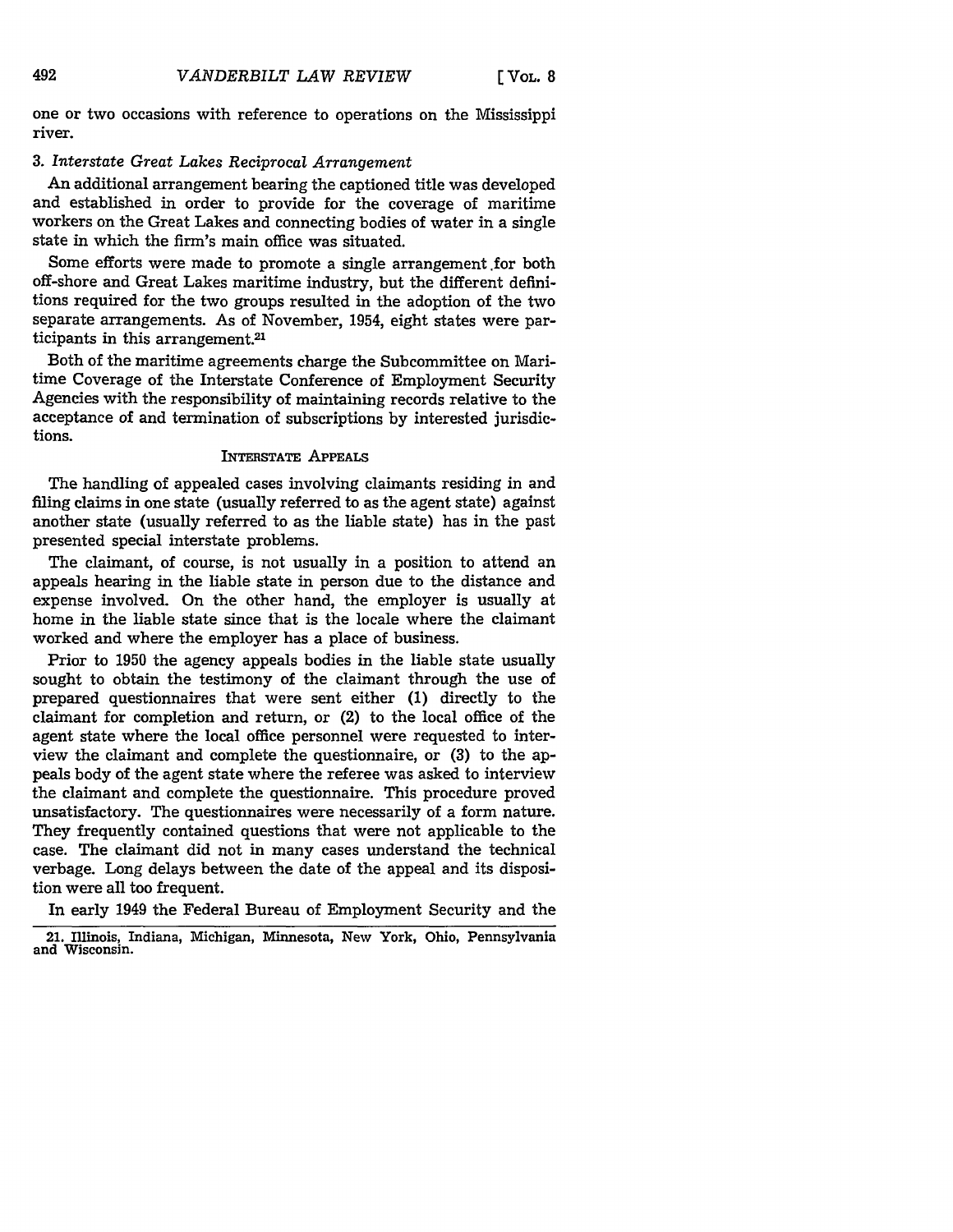one or two occasions with reference to operations on the Mississippi river.

### 3. *Interstate Great Lakes Reciprocal Arrangement*

An additional arrangement bearing the captioned title was developed and established in order to provide for the coverage of maritime workers on the Great Lakes and connecting bodies of water in a single state in which the firm's main office was situated.

Some efforts were made to promote a single arrangement for both off-shore and Great Lakes maritime industry, but the different definitions required for the two groups resulted in the adoption of the two separate arrangements. As of November, 1954, eight states were participants in this arrangement.[21]

Both of the maritime agreements charge the Subcommittee on Maritime Coverage of the Interstate Conference of Employment Security Agencies with the responsibility of maintaining records relative to the acceptance of and termination of subscriptions by interested jurisdictions.

## INTERSTATE APPEALS

The handling of appealed cases involving claimants residing in and filing claims in one state (usually referred to as the agent state) against another state (usually referred to as the liable state) has in the past presented special interstate problems.

The claimant, of course, is not usually in a position to attend an appeals hearing in the liable state in person due to the distance and expense involved. On the other hand, the employer is usually at home in the liable state since that is the locale where the claimant worked and where the employer has a place of business.

Prior to 1950 the agency appeals bodies in the liable state usually sought to obtain the testimony of the claimant through the use of prepared questionnaires that were sent either (1) directly to the claimant for completion and return, or (2) to the local office of the agent state where the local office personnel were requested to interview the claimant and complete the questionnaire, or (3) to the appeals body of the agent state where the referee was asked to interview the claimant and complete the questionnaire. This procedure proved unsatisfactory. The questionnaires were necessarily of a form nature. They frequently contained questions that were not applicable to the case. The claimant did not in many cases understand the technical verbage. Long delays between the date of the appeal and its disposition were all too frequent.

In early 1949 the Federal Bureau of Employment Security and the

21. Illinois, Indiana, Michigan, Minnesota, New York, Ohio, Pennsylvania and Wisconsin.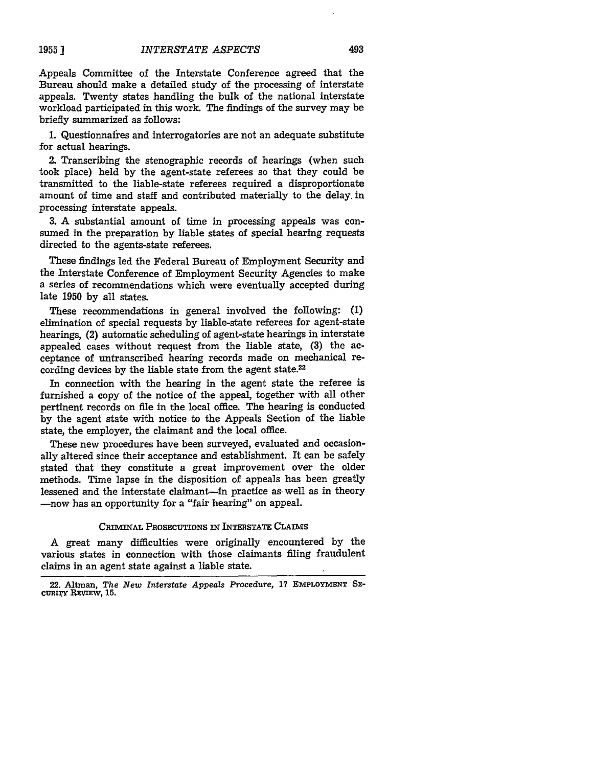Appeals Committee of the Interstate Conference agreed that the Bureau should make a detailed study of the processing of interstate appeals. Twenty states handling the bulk of the national interstate workload participated in this work. The findings of the survey may be briefly summarized as follows:

1. Questionnaires and interrogatories are not an adequate substitute for actual hearings.

2. Transcribing the stenographic records of hearings (when such took place) held by the agent-state referees so that they could be transmitted to the liable-state referees required a disproportionate amount of time and staff and contributed materially to the delay in processing interstate appeals.

3. A substantial amount of time in processing appeals was consumed in the preparation by liable states of special hearing requests directed to the agents-state referees.

These findings led the Federal Bureau of Employment Security and the Interstate Conference of Employment Security Agencies to make a series of recommendations which were eventually accepted during late 1950 by all states.

These recommendations in general involved the following: (1) elimination of special requests by liable-state referees for agent-state hearings, (2) automatic scheduling of agent-state hearings in interstate appealed cases without request from the liable state, (3) the acceptance of untranscribed hearing records made on mechanical recording devices by the liable state from the agent state.[22]

In connection with the hearing in the agent state the referee is furnished a copy of the notice of the appeal, together with all other pertinent records on file in the local office. The hearing is conducted by the agent state with notice to the Appeals Section of the liable state, the employer, the claimant and the local office.

These new procedures have been surveyed, evaluated and occasionally altered since their acceptance and establishment. It can be safely stated that they constitute a great improvement over the older methods. Time lapse in the disposition of appeals has been greatly lessened and the interstate claimant—in practice as well as in theory—now has an opportunity for a "fair hearing" on appeal.

## CRIMINAL PROSECUTIONS IN INTERSTATE CLAIMS

A great many difficulties were originally encountered by the various states in connection with those claimants filing fraudulent claims in an agent state against a liable state.

---

22. Altman, *The New Interstate Appeals Procedure*, 17 EMPLOYMENT SECURITY REVIEW, 15.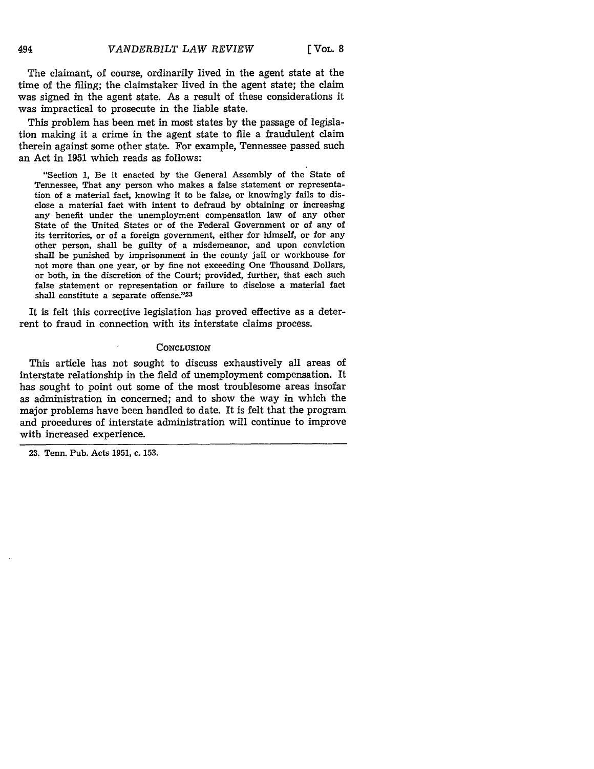The claimant, of course, ordinarily lived in the agent state at the time of the filing; the claimstaker lived in the agent state; the claim was signed in the agent state. As a result of these considerations it was impractical to prosecute in the liable state.

This problem has been met in most states by the passage of legislation making it a crime in the agent state to file a fraudulent claim therein against some other state. For example, Tennessee passed such an Act in 1951 which reads as follows:

> "Section 1, Be it enacted by the General Assembly of the State of Tennessee, That any person who makes a false statement or representation of a material fact, knowing it to be false, or knowingly fails to disclose a material fact with intent to defraud by obtaining or increasing any benefit under the unemployment compensation law of any other State of the United States or of the Federal Government or of any of its territories, or of a foreign government, either for himself, or for any other person, shall be guilty of a misdemeanor, and upon conviction shall be punished by imprisonment in the county jail or workhouse for not more than one year, or by fine not exceeding One Thousand Dollars, or both, in the discretion of the Court; provided, further, that each such false statement or representation or failure to disclose a material fact shall constitute a separate offense."[23]

It is felt this corrective legislation has proved effective as a deterrent to fraud in connection with its interstate claims process.

## CONCLUSION

This article has not sought to discuss exhaustively all areas of interstate relationship in the field of unemployment compensation. It has sought to point out some of the most troublesome areas insofar as administration in concerned; and to show the way in which the major problems have been handled to date. It is felt that the program and procedures of interstate administration will continue to improve with increased experience.

---

23. Tenn. Pub. Acts 1951, c. 153.